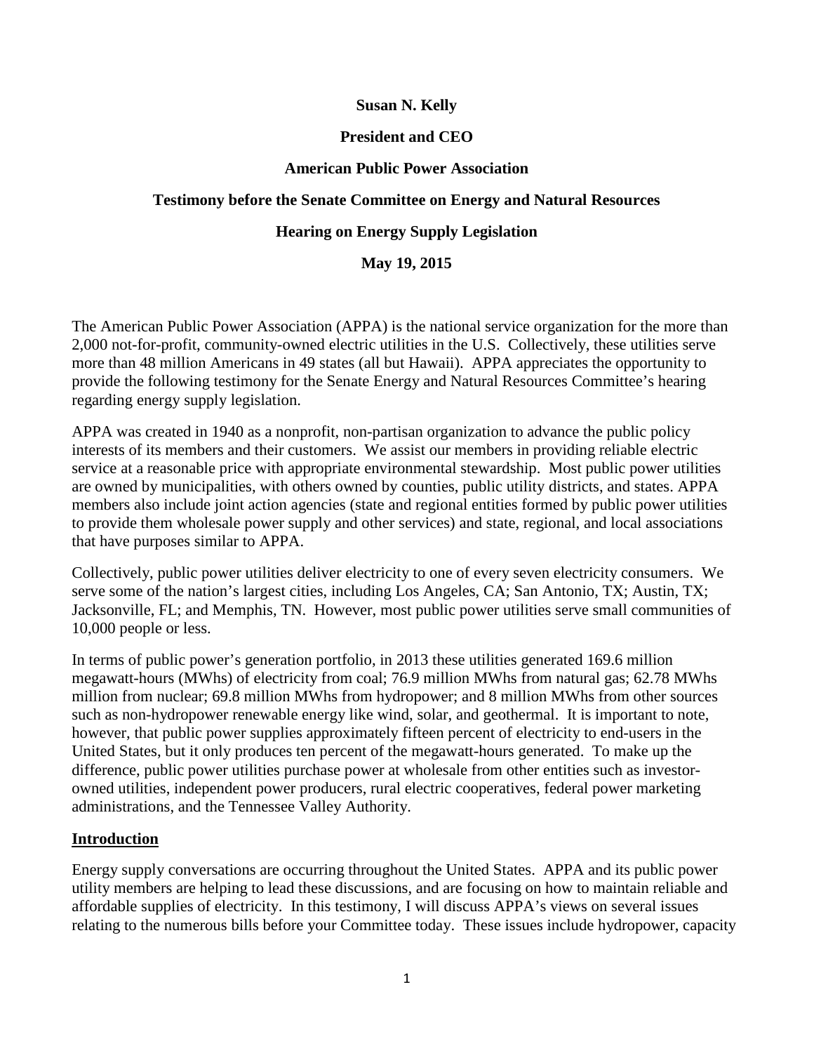**Susan N. Kelly**

**President and CEO**

**American Public Power Association**

**Testimony before the Senate Committee on Energy and Natural Resources**

**Hearing on Energy Supply Legislation**

**May 19, 2015**

The American Public Power Association (APPA) is the national service organization for the more than 2,000 not-for-profit, community-owned electric utilities in the U.S. Collectively, these utilities serve more than 48 million Americans in 49 states (all but Hawaii). APPA appreciates the opportunity to provide the following testimony for the Senate Energy and Natural Resources Committee's hearing regarding energy supply legislation.

APPA was created in 1940 as a nonprofit, non-partisan organization to advance the public policy interests of its members and their customers. We assist our members in providing reliable electric service at a reasonable price with appropriate environmental stewardship. Most public power utilities are owned by municipalities, with others owned by counties, public utility districts, and states. APPA members also include joint action agencies (state and regional entities formed by public power utilities to provide them wholesale power supply and other services) and state, regional, and local associations that have purposes similar to APPA.

Collectively, public power utilities deliver electricity to one of every seven electricity consumers. We serve some of the nation's largest cities, including Los Angeles, CA; San Antonio, TX; Austin, TX; Jacksonville, FL; and Memphis, TN. However, most public power utilities serve small communities of 10,000 people or less.

In terms of public power's generation portfolio, in 2013 these utilities generated 169.6 million megawatt-hours (MWhs) of electricity from coal; 76.9 million MWhs from natural gas; 62.78 MWhs million from nuclear; 69.8 million MWhs from hydropower; and 8 million MWhs from other sources such as non-hydropower renewable energy like wind, solar, and geothermal. It is important to note, however, that public power supplies approximately fifteen percent of electricity to end-users in the United States, but it only produces ten percent of the megawatt-hours generated. To make up the difference, public power utilities purchase power at wholesale from other entities such as investor-owned utilities, independent power producers, rural electric cooperatives, federal power marketing administrations, and the Tennessee Valley Authority.

## Introduction

Energy supply conversations are occurring throughout the United States. APPA and its public power utility members are helping to lead these discussions, and are focusing on how to maintain reliable and affordable supplies of electricity. In this testimony, I will discuss APPA's views on several issues relating to the numerous bills before your Committee today. These issues include hydropower, capacity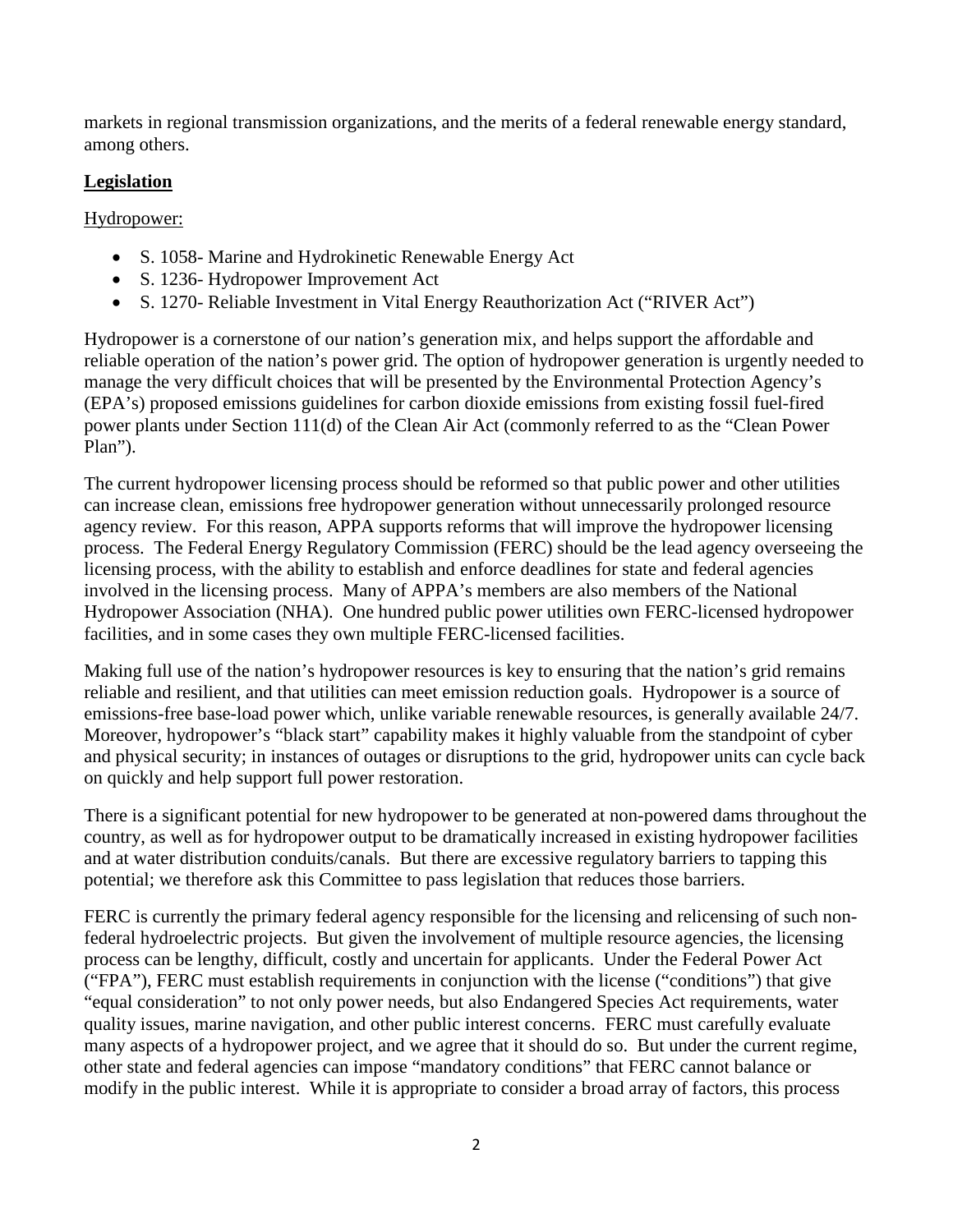markets in regional transmission organizations, and the merits of a federal renewable energy standard, among others.

## **Legislation**

Hydropower:

- S. 1058- Marine and Hydrokinetic Renewable Energy Act
- S. 1236- Hydropower Improvement Act
- S. 1270- Reliable Investment in Vital Energy Reauthorization Act ("RIVER Act")

Hydropower is a cornerstone of our nation's generation mix, and helps support the affordable and reliable operation of the nation's power grid. The option of hydropower generation is urgently needed to manage the very difficult choices that will be presented by the Environmental Protection Agency's (EPA's) proposed emissions guidelines for carbon dioxide emissions from existing fossil fuel-fired power plants under Section 111(d) of the Clean Air Act (commonly referred to as the "Clean Power Plan").

The current hydropower licensing process should be reformed so that public power and other utilities can increase clean, emissions free hydropower generation without unnecessarily prolonged resource agency review. For this reason, APPA supports reforms that will improve the hydropower licensing process. The Federal Energy Regulatory Commission (FERC) should be the lead agency overseeing the licensing process, with the ability to establish and enforce deadlines for state and federal agencies involved in the licensing process. Many of APPA's members are also members of the National Hydropower Association (NHA). One hundred public power utilities own FERC-licensed hydropower facilities, and in some cases they own multiple FERC-licensed facilities.

Making full use of the nation's hydropower resources is key to ensuring that the nation's grid remains reliable and resilient, and that utilities can meet emission reduction goals. Hydropower is a source of emissions-free base-load power which, unlike variable renewable resources, is generally available 24/7. Moreover, hydropower's "black start" capability makes it highly valuable from the standpoint of cyber and physical security; in instances of outages or disruptions to the grid, hydropower units can cycle back on quickly and help support full power restoration.

There is a significant potential for new hydropower to be generated at non-powered dams throughout the country, as well as for hydropower output to be dramatically increased in existing hydropower facilities and at water distribution conduits/canals. But there are excessive regulatory barriers to tapping this potential; we therefore ask this Committee to pass legislation that reduces those barriers.

FERC is currently the primary federal agency responsible for the licensing and relicensing of such non-federal hydroelectric projects. But given the involvement of multiple resource agencies, the licensing process can be lengthy, difficult, costly and uncertain for applicants. Under the Federal Power Act ("FPA"), FERC must establish requirements in conjunction with the license ("conditions") that give "equal consideration" to not only power needs, but also Endangered Species Act requirements, water quality issues, marine navigation, and other public interest concerns. FERC must carefully evaluate many aspects of a hydropower project, and we agree that it should do so. But under the current regime, other state and federal agencies can impose "mandatory conditions" that FERC cannot balance or modify in the public interest. While it is appropriate to consider a broad array of factors, this process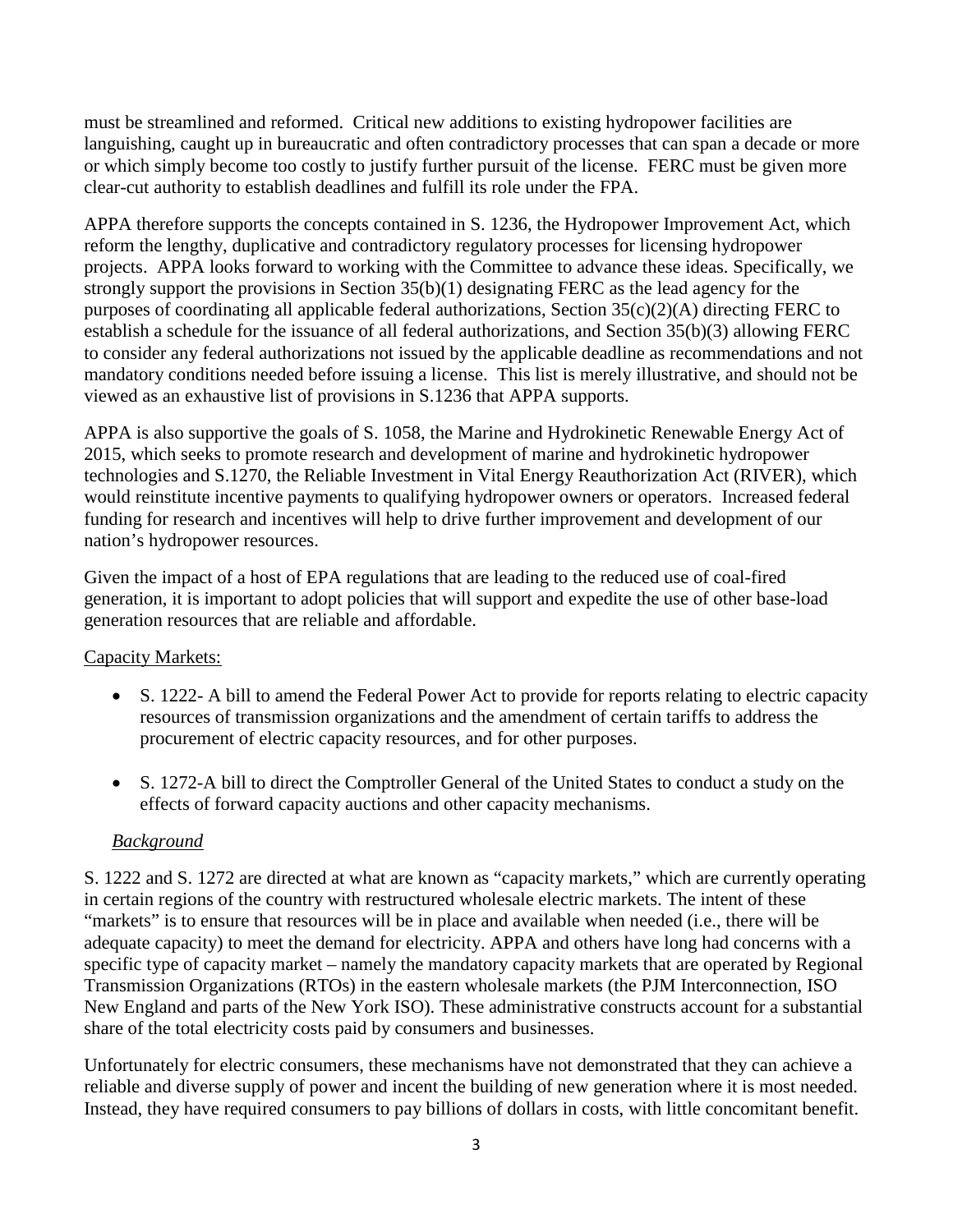must be streamlined and reformed. Critical new additions to existing hydropower facilities are languishing, caught up in bureaucratic and often contradictory processes that can span a decade or more or which simply become too costly to justify further pursuit of the license. FERC must be given more clear-cut authority to establish deadlines and fulfill its role under the FPA.

APPA therefore supports the concepts contained in S. 1236, the Hydropower Improvement Act, which reform the lengthy, duplicative and contradictory regulatory processes for licensing hydropower projects. APPA looks forward to working with the Committee to advance these ideas. Specifically, we strongly support the provisions in Section 35(b)(1) designating FERC as the lead agency for the purposes of coordinating all applicable federal authorizations, Section 35(c)(2)(A) directing FERC to establish a schedule for the issuance of all federal authorizations, and Section 35(b)(3) allowing FERC to consider any federal authorizations not issued by the applicable deadline as recommendations and not mandatory conditions needed before issuing a license. This list is merely illustrative, and should not be viewed as an exhaustive list of provisions in S.1236 that APPA supports.

APPA is also supportive the goals of S. 1058, the Marine and Hydrokinetic Renewable Energy Act of 2015, which seeks to promote research and development of marine and hydrokinetic hydropower technologies and S.1270, the Reliable Investment in Vital Energy Reauthorization Act (RIVER), which would reinstitute incentive payments to qualifying hydropower owners or operators. Increased federal funding for research and incentives will help to drive further improvement and development of our nation's hydropower resources.

Given the impact of a host of EPA regulations that are leading to the reduced use of coal-fired generation, it is important to adopt policies that will support and expedite the use of other base-load generation resources that are reliable and affordable.

Capacity Markets:

- S. 1222- A bill to amend the Federal Power Act to provide for reports relating to electric capacity resources of transmission organizations and the amendment of certain tariffs to address the procurement of electric capacity resources, and for other purposes.
- S. 1272-A bill to direct the Comptroller General of the United States to conduct a study on the effects of forward capacity auctions and other capacity mechanisms.

*Background*

S. 1222 and S. 1272 are directed at what are known as "capacity markets," which are currently operating in certain regions of the country with restructured wholesale electric markets. The intent of these "markets" is to ensure that resources will be in place and available when needed (i.e., there will be adequate capacity) to meet the demand for electricity. APPA and others have long had concerns with a specific type of capacity market – namely the mandatory capacity markets that are operated by Regional Transmission Organizations (RTOs) in the eastern wholesale markets (the PJM Interconnection, ISO New England and parts of the New York ISO). These administrative constructs account for a substantial share of the total electricity costs paid by consumers and businesses.

Unfortunately for electric consumers, these mechanisms have not demonstrated that they can achieve a reliable and diverse supply of power and incent the building of new generation where it is most needed. Instead, they have required consumers to pay billions of dollars in costs, with little concomitant benefit.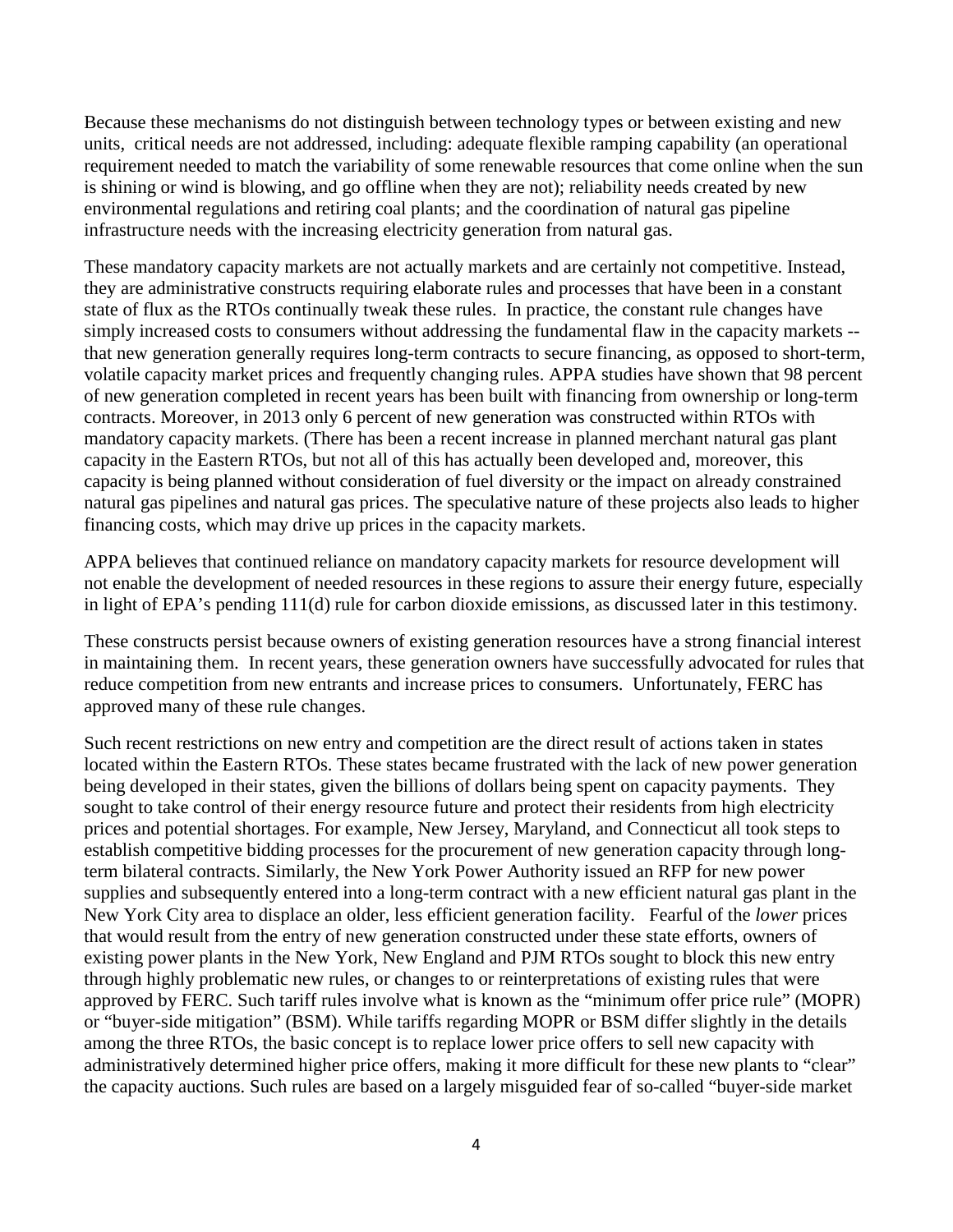Because these mechanisms do not distinguish between technology types or between existing and new units, critical needs are not addressed, including: adequate flexible ramping capability (an operational requirement needed to match the variability of some renewable resources that come online when the sun is shining or wind is blowing, and go offline when they are not); reliability needs created by new environmental regulations and retiring coal plants; and the coordination of natural gas pipeline infrastructure needs with the increasing electricity generation from natural gas.

These mandatory capacity markets are not actually markets and are certainly not competitive. Instead, they are administrative constructs requiring elaborate rules and processes that have been in a constant state of flux as the RTOs continually tweak these rules. In practice, the constant rule changes have simply increased costs to consumers without addressing the fundamental flaw in the capacity markets -- that new generation generally requires long-term contracts to secure financing, as opposed to short-term, volatile capacity market prices and frequently changing rules. APPA studies have shown that 98 percent of new generation completed in recent years has been built with financing from ownership or long-term contracts. Moreover, in 2013 only 6 percent of new generation was constructed within RTOs with mandatory capacity markets. (There has been a recent increase in planned merchant natural gas plant capacity in the Eastern RTOs, but not all of this has actually been developed and, moreover, this capacity is being planned without consideration of fuel diversity or the impact on already constrained natural gas pipelines and natural gas prices. The speculative nature of these projects also leads to higher financing costs, which may drive up prices in the capacity markets.

APPA believes that continued reliance on mandatory capacity markets for resource development will not enable the development of needed resources in these regions to assure their energy future, especially in light of EPA's pending 111(d) rule for carbon dioxide emissions, as discussed later in this testimony.

These constructs persist because owners of existing generation resources have a strong financial interest in maintaining them. In recent years, these generation owners have successfully advocated for rules that reduce competition from new entrants and increase prices to consumers. Unfortunately, FERC has approved many of these rule changes.

Such recent restrictions on new entry and competition are the direct result of actions taken in states located within the Eastern RTOs. These states became frustrated with the lack of new power generation being developed in their states, given the billions of dollars being spent on capacity payments. They sought to take control of their energy resource future and protect their residents from high electricity prices and potential shortages. For example, New Jersey, Maryland, and Connecticut all took steps to establish competitive bidding processes for the procurement of new generation capacity through long-term bilateral contracts. Similarly, the New York Power Authority issued an RFP for new power supplies and subsequently entered into a long-term contract with a new efficient natural gas plant in the New York City area to displace an older, less efficient generation facility. Fearful of the *lower* prices that would result from the entry of new generation constructed under these state efforts, owners of existing power plants in the New York, New England and PJM RTOs sought to block this new entry through highly problematic new rules, or changes to or reinterpretations of existing rules that were approved by FERC. Such tariff rules involve what is known as the "minimum offer price rule" (MOPR) or "buyer-side mitigation" (BSM). While tariffs regarding MOPR or BSM differ slightly in the details among the three RTOs, the basic concept is to replace lower price offers to sell new capacity with administratively determined higher price offers, making it more difficult for these new plants to "clear" the capacity auctions. Such rules are based on a largely misguided fear of so-called "buyer-side market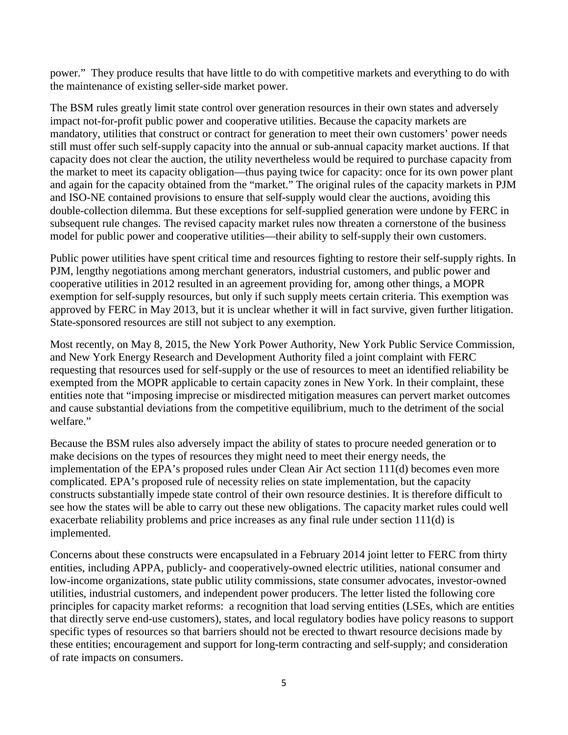power." They produce results that have little to do with competitive markets and everything to do with the maintenance of existing seller-side market power.

The BSM rules greatly limit state control over generation resources in their own states and adversely impact not-for-profit public power and cooperative utilities. Because the capacity markets are mandatory, utilities that construct or contract for generation to meet their own customers' power needs still must offer such self-supply capacity into the annual or sub-annual capacity market auctions. If that capacity does not clear the auction, the utility nevertheless would be required to purchase capacity from the market to meet its capacity obligation—thus paying twice for capacity: once for its own power plant and again for the capacity obtained from the "market." The original rules of the capacity markets in PJM and ISO-NE contained provisions to ensure that self-supply would clear the auctions, avoiding this double-collection dilemma. But these exceptions for self-supplied generation were undone by FERC in subsequent rule changes. The revised capacity market rules now threaten a cornerstone of the business model for public power and cooperative utilities—their ability to self-supply their own customers.

Public power utilities have spent critical time and resources fighting to restore their self-supply rights. In PJM, lengthy negotiations among merchant generators, industrial customers, and public power and cooperative utilities in 2012 resulted in an agreement providing for, among other things, a MOPR exemption for self-supply resources, but only if such supply meets certain criteria. This exemption was approved by FERC in May 2013, but it is unclear whether it will in fact survive, given further litigation. State-sponsored resources are still not subject to any exemption.

Most recently, on May 8, 2015, the New York Power Authority, New York Public Service Commission, and New York Energy Research and Development Authority filed a joint complaint with FERC requesting that resources used for self-supply or the use of resources to meet an identified reliability be exempted from the MOPR applicable to certain capacity zones in New York. In their complaint, these entities note that "imposing imprecise or misdirected mitigation measures can pervert market outcomes and cause substantial deviations from the competitive equilibrium, much to the detriment of the social welfare."

Because the BSM rules also adversely impact the ability of states to procure needed generation or to make decisions on the types of resources they might need to meet their energy needs, the implementation of the EPA's proposed rules under Clean Air Act section 111(d) becomes even more complicated. EPA's proposed rule of necessity relies on state implementation, but the capacity constructs substantially impede state control of their own resource destinies. It is therefore difficult to see how the states will be able to carry out these new obligations. The capacity market rules could well exacerbate reliability problems and price increases as any final rule under section 111(d) is implemented.

Concerns about these constructs were encapsulated in a February 2014 joint letter to FERC from thirty entities, including APPA, publicly- and cooperatively-owned electric utilities, national consumer and low-income organizations, state public utility commissions, state consumer advocates, investor-owned utilities, industrial customers, and independent power producers. The letter listed the following core principles for capacity market reforms: a recognition that load serving entities (LSEs, which are entities that directly serve end-use customers), states, and local regulatory bodies have policy reasons to support specific types of resources so that barriers should not be erected to thwart resource decisions made by these entities; encouragement and support for long-term contracting and self-supply; and consideration of rate impacts on consumers.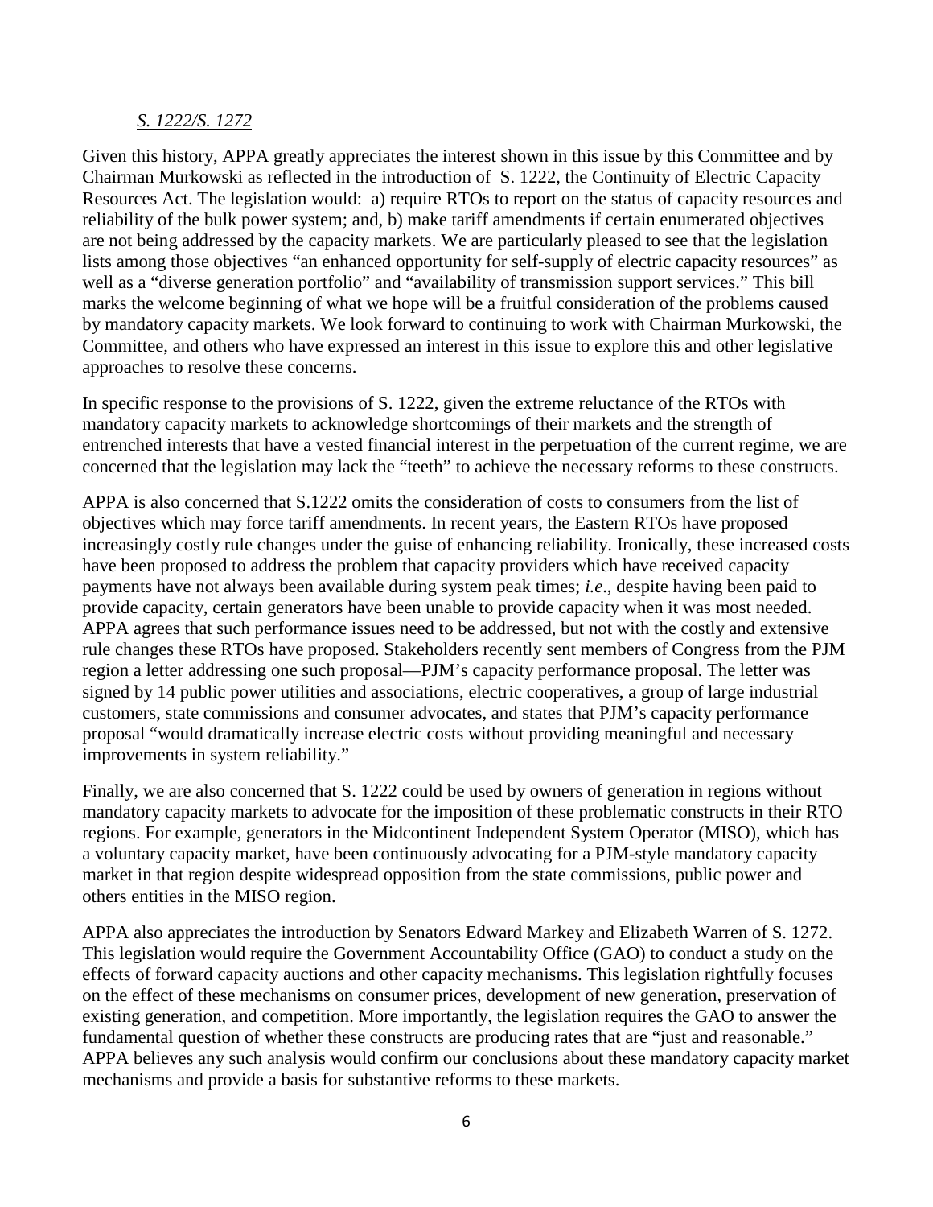*S. 1222/S. 1272*

Given this history, APPA greatly appreciates the interest shown in this issue by this Committee and by Chairman Murkowski as reflected in the introduction of S. 1222, the Continuity of Electric Capacity Resources Act. The legislation would: a) require RTOs to report on the status of capacity resources and reliability of the bulk power system; and, b) make tariff amendments if certain enumerated objectives are not being addressed by the capacity markets. We are particularly pleased to see that the legislation lists among those objectives "an enhanced opportunity for self-supply of electric capacity resources" as well as a "diverse generation portfolio" and "availability of transmission support services." This bill marks the welcome beginning of what we hope will be a fruitful consideration of the problems caused by mandatory capacity markets. We look forward to continuing to work with Chairman Murkowski, the Committee, and others who have expressed an interest in this issue to explore this and other legislative approaches to resolve these concerns.

In specific response to the provisions of S. 1222, given the extreme reluctance of the RTOs with mandatory capacity markets to acknowledge shortcomings of their markets and the strength of entrenched interests that have a vested financial interest in the perpetuation of the current regime, we are concerned that the legislation may lack the "teeth" to achieve the necessary reforms to these constructs.

APPA is also concerned that S.1222 omits the consideration of costs to consumers from the list of objectives which may force tariff amendments. In recent years, the Eastern RTOs have proposed increasingly costly rule changes under the guise of enhancing reliability. Ironically, these increased costs have been proposed to address the problem that capacity providers which have received capacity payments have not always been available during system peak times; *i.e*., despite having been paid to provide capacity, certain generators have been unable to provide capacity when it was most needed. APPA agrees that such performance issues need to be addressed, but not with the costly and extensive rule changes these RTOs have proposed. Stakeholders recently sent members of Congress from the PJM region a letter addressing one such proposal—PJM's capacity performance proposal. The letter was signed by 14 public power utilities and associations, electric cooperatives, a group of large industrial customers, state commissions and consumer advocates, and states that PJM's capacity performance proposal "would dramatically increase electric costs without providing meaningful and necessary improvements in system reliability."

Finally, we are also concerned that S. 1222 could be used by owners of generation in regions without mandatory capacity markets to advocate for the imposition of these problematic constructs in their RTO regions. For example, generators in the Midcontinent Independent System Operator (MISO), which has a voluntary capacity market, have been continuously advocating for a PJM-style mandatory capacity market in that region despite widespread opposition from the state commissions, public power and others entities in the MISO region.

APPA also appreciates the introduction by Senators Edward Markey and Elizabeth Warren of S. 1272. This legislation would require the Government Accountability Office (GAO) to conduct a study on the effects of forward capacity auctions and other capacity mechanisms. This legislation rightfully focuses on the effect of these mechanisms on consumer prices, development of new generation, preservation of existing generation, and competition. More importantly, the legislation requires the GAO to answer the fundamental question of whether these constructs are producing rates that are "just and reasonable." APPA believes any such analysis would confirm our conclusions about these mandatory capacity market mechanisms and provide a basis for substantive reforms to these markets.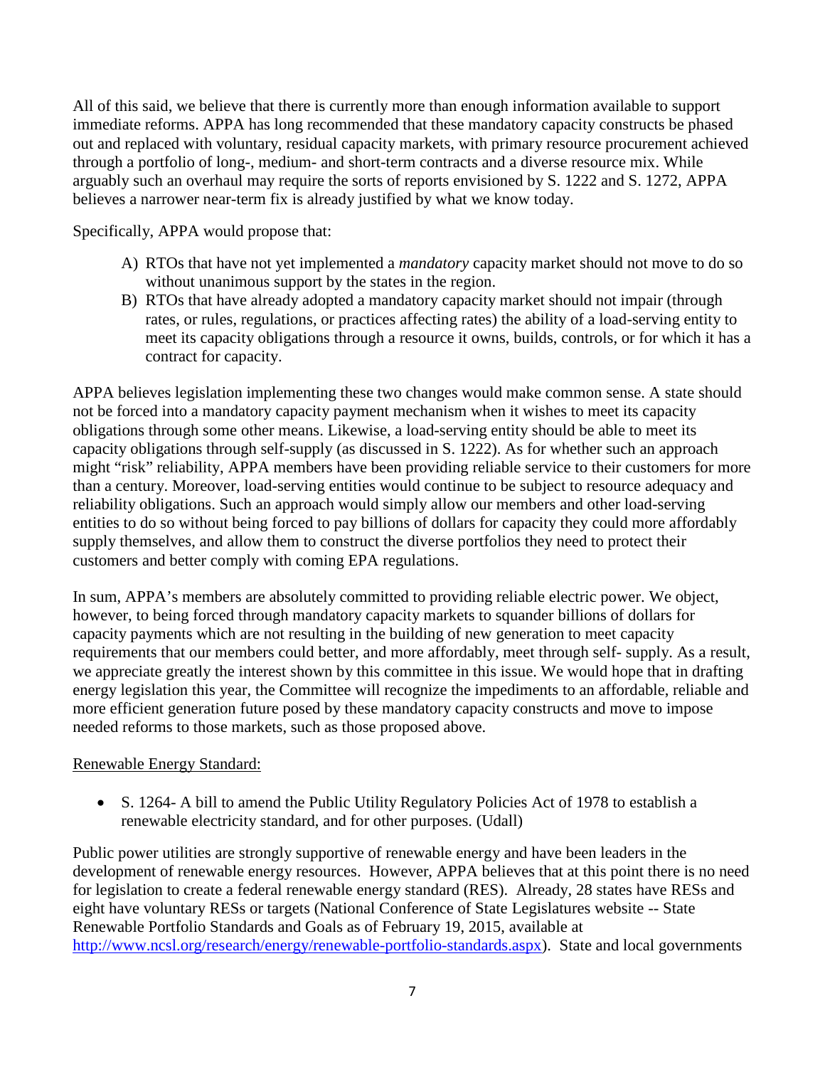All of this said, we believe that there is currently more than enough information available to support immediate reforms. APPA has long recommended that these mandatory capacity constructs be phased out and replaced with voluntary, residual capacity markets, with primary resource procurement achieved through a portfolio of long-, medium- and short-term contracts and a diverse resource mix. While arguably such an overhaul may require the sorts of reports envisioned by S. 1222 and S. 1272, APPA believes a narrower near-term fix is already justified by what we know today.

Specifically, APPA would propose that:

A) RTOs that have not yet implemented a *mandatory* capacity market should not move to do so without unanimous support by the states in the region.
B) RTOs that have already adopted a mandatory capacity market should not impair (through rates, or rules, regulations, or practices affecting rates) the ability of a load-serving entity to meet its capacity obligations through a resource it owns, builds, controls, or for which it has a contract for capacity.

APPA believes legislation implementing these two changes would make common sense. A state should not be forced into a mandatory capacity payment mechanism when it wishes to meet its capacity obligations through some other means. Likewise, a load-serving entity should be able to meet its capacity obligations through self-supply (as discussed in S. 1222). As for whether such an approach might "risk" reliability, APPA members have been providing reliable service to their customers for more than a century. Moreover, load-serving entities would continue to be subject to resource adequacy and reliability obligations. Such an approach would simply allow our members and other load-serving entities to do so without being forced to pay billions of dollars for capacity they could more affordably supply themselves, and allow them to construct the diverse portfolios they need to protect their customers and better comply with coming EPA regulations.

In sum, APPA's members are absolutely committed to providing reliable electric power. We object, however, to being forced through mandatory capacity markets to squander billions of dollars for capacity payments which are not resulting in the building of new generation to meet capacity requirements that our members could better, and more affordably, meet through self- supply. As a result, we appreciate greatly the interest shown by this committee in this issue. We would hope that in drafting energy legislation this year, the Committee will recognize the impediments to an affordable, reliable and more efficient generation future posed by these mandatory capacity constructs and move to impose needed reforms to those markets, such as those proposed above.

Renewable Energy Standard:

- S. 1264- A bill to amend the Public Utility Regulatory Policies Act of 1978 to establish a renewable electricity standard, and for other purposes. (Udall)

Public power utilities are strongly supportive of renewable energy and have been leaders in the development of renewable energy resources. However, APPA believes that at this point there is no need for legislation to create a federal renewable energy standard (RES). Already, 28 states have RESs and eight have voluntary RESs or targets (National Conference of State Legislatures website -- State Renewable Portfolio Standards and Goals as of February 19, 2015, available at http://www.ncsl.org/research/energy/renewable-portfolio-standards.aspx). State and local governments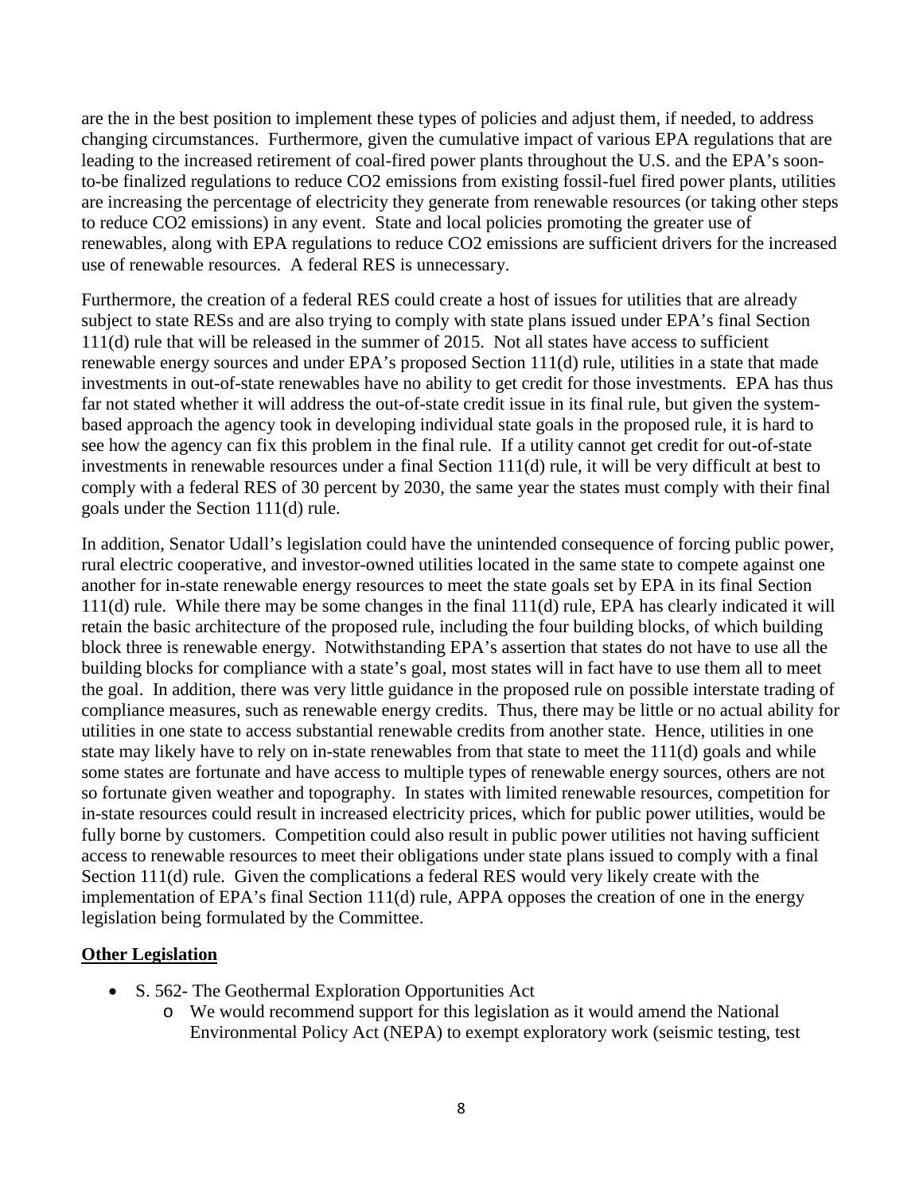are the in the best position to implement these types of policies and adjust them, if needed, to address changing circumstances. Furthermore, given the cumulative impact of various EPA regulations that are leading to the increased retirement of coal-fired power plants throughout the U.S. and the EPA's soon-to-be finalized regulations to reduce $CO_2$ emissions from existing fossil-fuel fired power plants, utilities are increasing the percentage of electricity they generate from renewable resources (or taking other steps to reduce $CO_2$ emissions) in any event. State and local policies promoting the greater use of renewables, along with EPA regulations to reduce $CO_2$ emissions are sufficient drivers for the increased use of renewable resources. A federal RES is unnecessary.

Furthermore, the creation of a federal RES could create a host of issues for utilities that are already subject to state RESs and are also trying to comply with state plans issued under EPA's final Section 111(d) rule that will be released in the summer of 2015. Not all states have access to sufficient renewable energy sources and under EPA's proposed Section 111(d) rule, utilities in a state that made investments in out-of-state renewables have no ability to get credit for those investments. EPA has thus far not stated whether it will address the out-of-state credit issue in its final rule, but given the system-based approach the agency took in developing individual state goals in the proposed rule, it is hard to see how the agency can fix this problem in the final rule. If a utility cannot get credit for out-of-state investments in renewable resources under a final Section 111(d) rule, it will be very difficult at best to comply with a federal RES of 30 percent by 2030, the same year the states must comply with their final goals under the Section 111(d) rule.

In addition, Senator Udall's legislation could have the unintended consequence of forcing public power, rural electric cooperative, and investor-owned utilities located in the same state to compete against one another for in-state renewable energy resources to meet the state goals set by EPA in its final Section 111(d) rule. While there may be some changes in the final 111(d) rule, EPA has clearly indicated it will retain the basic architecture of the proposed rule, including the four building blocks, of which building block three is renewable energy. Notwithstanding EPA's assertion that states do not have to use all the building blocks for compliance with a state's goal, most states will in fact have to use them all to meet the goal. In addition, there was very little guidance in the proposed rule on possible interstate trading of compliance measures, such as renewable energy credits. Thus, there may be little or no actual ability for utilities in one state to access substantial renewable credits from another state. Hence, utilities in one state may likely have to rely on in-state renewables from that state to meet the 111(d) goals and while some states are fortunate and have access to multiple types of renewable energy sources, others are not so fortunate given weather and topography. In states with limited renewable resources, competition for in-state resources could result in increased electricity prices, which for public power utilities, would be fully borne by customers. Competition could also result in public power utilities not having sufficient access to renewable resources to meet their obligations under state plans issued to comply with a final Section 111(d) rule. Given the complications a federal RES would very likely create with the implementation of EPA's final Section 111(d) rule, APPA opposes the creation of one in the energy legislation being formulated by the Committee.

**Other Legislation**

- S. 562- The Geothermal Exploration Opportunities Act
  - We would recommend support for this legislation as it would amend the National Environmental Policy Act (NEPA) to exempt exploratory work (seismic testing, test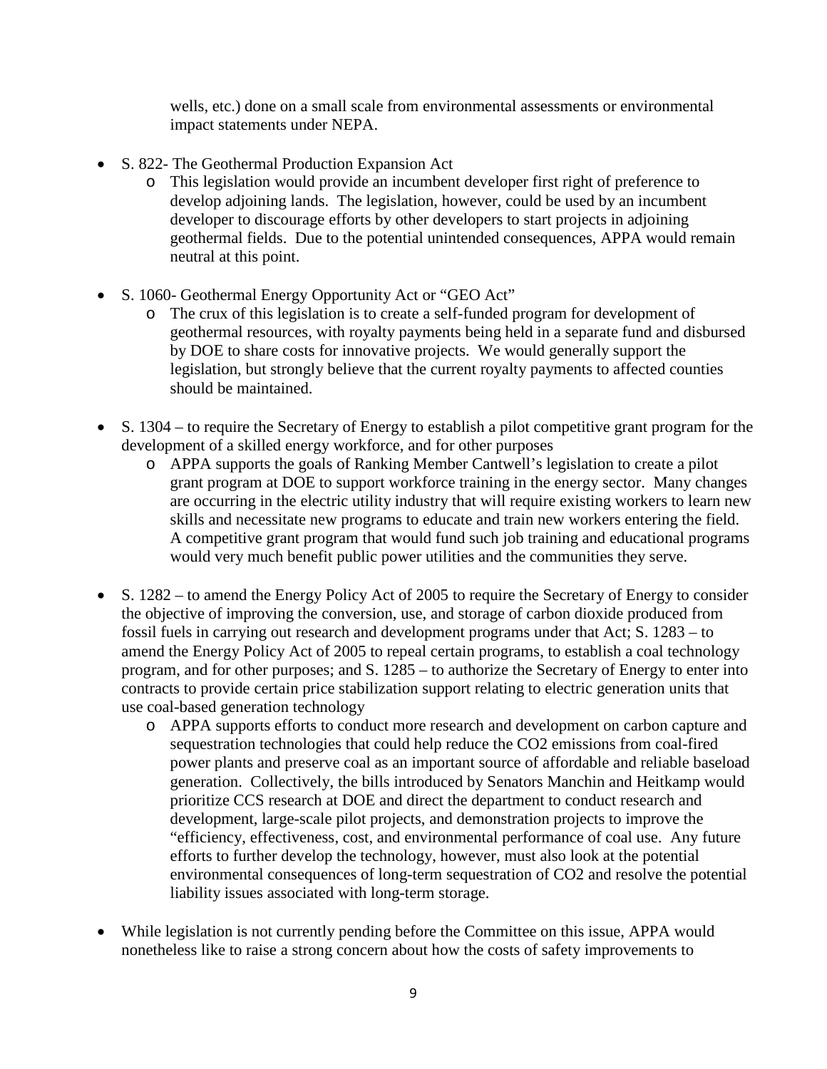wells, etc.) done on a small scale from environmental assessments or environmental impact statements under NEPA.

- S. 822- The Geothermal Production Expansion Act
  - This legislation would provide an incumbent developer first right of preference to develop adjoining lands. The legislation, however, could be used by an incumbent developer to discourage efforts by other developers to start projects in adjoining geothermal fields. Due to the potential unintended consequences, APPA would remain neutral at this point.

- S. 1060- Geothermal Energy Opportunity Act or "GEO Act"
  - The crux of this legislation is to create a self-funded program for development of geothermal resources, with royalty payments being held in a separate fund and disbursed by DOE to share costs for innovative projects. We would generally support the legislation, but strongly believe that the current royalty payments to affected counties should be maintained.

- S. 1304 – to require the Secretary of Energy to establish a pilot competitive grant program for the development of a skilled energy workforce, and for other purposes
  - APPA supports the goals of Ranking Member Cantwell's legislation to create a pilot grant program at DOE to support workforce training in the energy sector. Many changes are occurring in the electric utility industry that will require existing workers to learn new skills and necessitate new programs to educate and train new workers entering the field. A competitive grant program that would fund such job training and educational programs would very much benefit public power utilities and the communities they serve.

- S. 1282 – to amend the Energy Policy Act of 2005 to require the Secretary of Energy to consider the objective of improving the conversion, use, and storage of carbon dioxide produced from fossil fuels in carrying out research and development programs under that Act; S. 1283 – to amend the Energy Policy Act of 2005 to repeal certain programs, to establish a coal technology program, and for other purposes; and S. 1285 – to authorize the Secretary of Energy to enter into contracts to provide certain price stabilization support relating to electric generation units that use coal-based generation technology
  - APPA supports efforts to conduct more research and development on carbon capture and sequestration technologies that could help reduce the $CO_2$ emissions from coal-fired power plants and preserve coal as an important source of affordable and reliable baseload generation. Collectively, the bills introduced by Senators Manchin and Heitkamp would prioritize CCS research at DOE and direct the department to conduct research and development, large-scale pilot projects, and demonstration projects to improve the "efficiency, effectiveness, cost, and environmental performance of coal use. Any future efforts to further develop the technology, however, must also look at the potential environmental consequences of long-term sequestration of $CO_2$ and resolve the potential liability issues associated with long-term storage.

- While legislation is not currently pending before the Committee on this issue, APPA would nonetheless like to raise a strong concern about how the costs of safety improvements to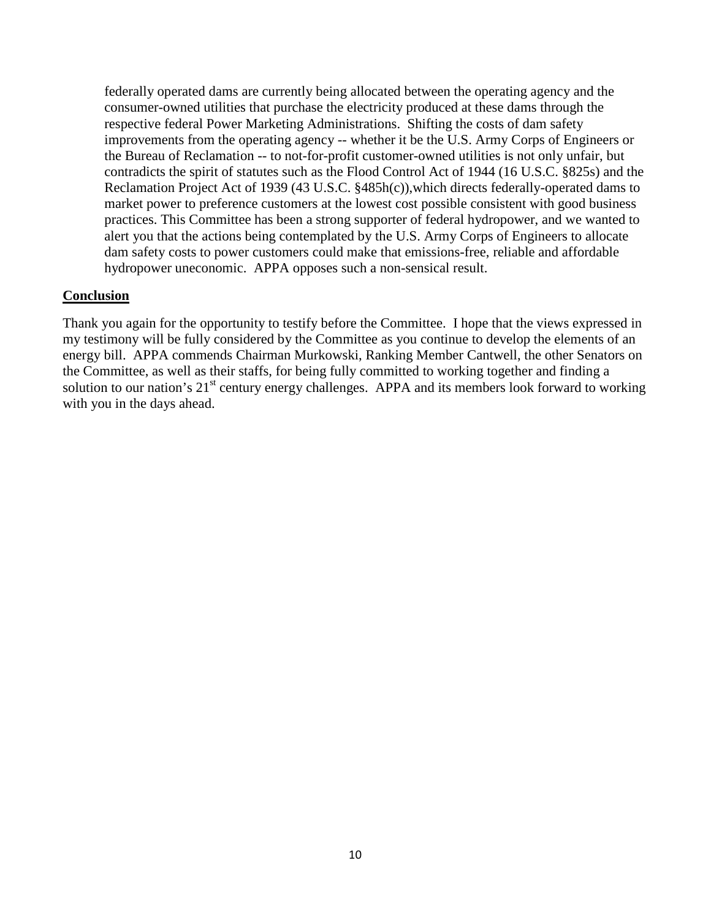federally operated dams are currently being allocated between the operating agency and the consumer-owned utilities that purchase the electricity produced at these dams through the respective federal Power Marketing Administrations. Shifting the costs of dam safety improvements from the operating agency -- whether it be the U.S. Army Corps of Engineers or the Bureau of Reclamation -- to not-for-profit customer-owned utilities is not only unfair, but contradicts the spirit of statutes such as the Flood Control Act of 1944 (16 U.S.C. §825s) and the Reclamation Project Act of 1939 (43 U.S.C. §485h(c)),which directs federally-operated dams to market power to preference customers at the lowest cost possible consistent with good business practices. This Committee has been a strong supporter of federal hydropower, and we wanted to alert you that the actions being contemplated by the U.S. Army Corps of Engineers to allocate dam safety costs to power customers could make that emissions-free, reliable and affordable hydropower uneconomic. APPA opposes such a non-sensical result.

## Conclusion

Thank you again for the opportunity to testify before the Committee. I hope that the views expressed in my testimony will be fully considered by the Committee as you continue to develop the elements of an energy bill. APPA commends Chairman Murkowski, Ranking Member Cantwell, the other Senators on the Committee, as well as their staffs, for being fully committed to working together and finding a solution to our nation's 21st century energy challenges. APPA and its members look forward to working with you in the days ahead.